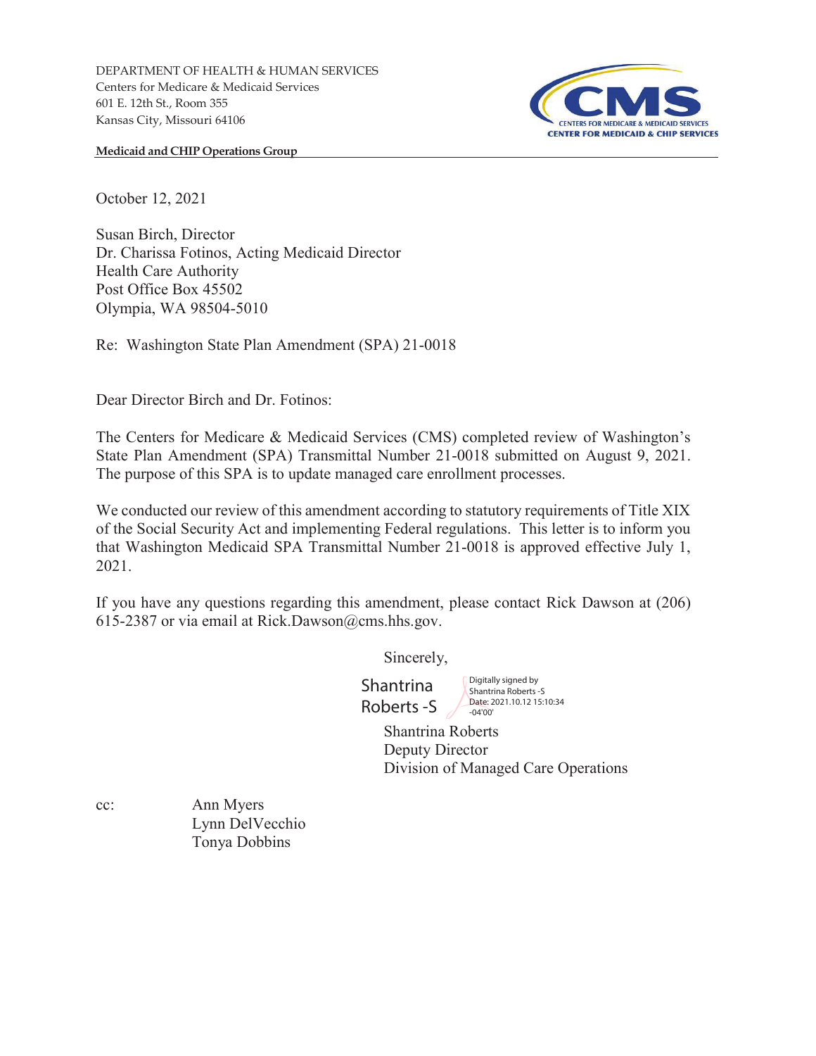DEPARTMENT OF HEALTH & HUMAN SERVICES
Centers for Medicare & Medicaid Services
601 E. 12th St., Room 355
Kansas City, Missouri 64106

CMS
CENTERS FOR MEDICARE & MEDICAID SERVICES
CENTER FOR MEDICAID & CHIP SERVICES

**Medicaid and CHIP Operations Group**

October 12, 2021

Susan Birch, Director
Dr. Charissa Fotinos, Acting Medicaid Director
Health Care Authority
Post Office Box 45502
Olympia, WA 98504-5010

Re: Washington State Plan Amendment (SPA) 21-0018

Dear Director Birch and Dr. Fotinos:

The Centers for Medicare & Medicaid Services (CMS) completed review of Washington's State Plan Amendment (SPA) Transmittal Number 21-0018 submitted on August 9, 2021. The purpose of this SPA is to update managed care enrollment processes.

We conducted our review of this amendment according to statutory requirements of Title XIX of the Social Security Act and implementing Federal regulations. This letter is to inform you that Washington Medicaid SPA Transmittal Number 21-0018 is approved effective July 1, 2021.

If you have any questions regarding this amendment, please contact Rick Dawson at (206) 615-2387 or via email at Rick.Dawson@cms.hhs.gov.

Sincerely,

Shantrina Roberts -S
Digitally signed by Shantrina Roberts -S
Date: 2021.10.12 15:10:34 -04'00'

Shantrina Roberts
Deputy Director
Division of Managed Care Operations

cc: Ann Myers
Lynn DelVecchio
Tonya Dobbins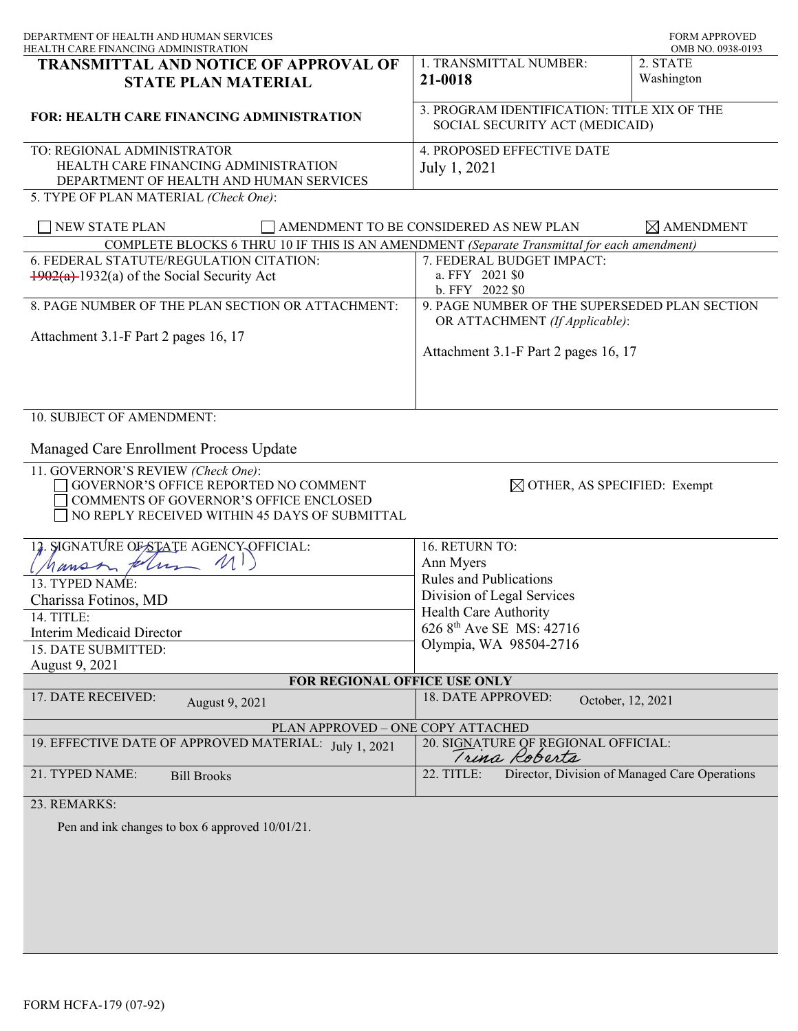DEPARTMENT OF HEALTH AND HUMAN SERVICES
HEALTH CARE FINANCING ADMINISTRATION

FORM APPROVED
OMB NO. 0938-0193

# TRANSMITTAL AND NOTICE OF APPROVAL OF STATE PLAN MATERIAL

**FOR: HEALTH CARE FINANCING ADMINISTRATION**

1. TRANSMITTAL NUMBER: **21-0018**

2. STATE: Washington

3. PROGRAM IDENTIFICATION: TITLE XIX OF THE SOCIAL SECURITY ACT (MEDICAID)

TO: REGIONAL ADMINISTRATOR
HEALTH CARE FINANCING ADMINISTRATION
DEPARTMENT OF HEALTH AND HUMAN SERVICES

4. PROPOSED EFFECTIVE DATE: July 1, 2021

5. TYPE OF PLAN MATERIAL *(Check One)*:

☐ NEW STATE PLAN ☐ AMENDMENT TO BE CONSIDERED AS NEW PLAN ☒ AMENDMENT

COMPLETE BLOCKS 6 THRU 10 IF THIS IS AN AMENDMENT *(Separate Transmittal for each amendment)*

6. FEDERAL STATUTE/REGULATION CITATION: ~~1902(a)~~ 1932(a) of the Social Security Act

7. FEDERAL BUDGET IMPACT:
a. FFY 2021 $0
b. FFY 2022 $0

8. PAGE NUMBER OF THE PLAN SECTION OR ATTACHMENT:

Attachment 3.1-F Part 2 pages 16, 17

9. PAGE NUMBER OF THE SUPERSEDED PLAN SECTION OR ATTACHMENT *(If Applicable)*:

Attachment 3.1-F Part 2 pages 16, 17

10. SUBJECT OF AMENDMENT:

Managed Care Enrollment Process Update

11. GOVERNOR'S REVIEW *(Check One)*:
☐ GOVERNOR'S OFFICE REPORTED NO COMMENT
☐ COMMENTS OF GOVERNOR'S OFFICE ENCLOSED
☐ NO REPLY RECEIVED WITHIN 45 DAYS OF SUBMITTAL
☒ OTHER, AS SPECIFIED: Exempt

12. SIGNATURE OF STATE AGENCY OFFICIAL: Charissa Fotinos MD

13. TYPED NAME: Charissa Fotinos, MD

14. TITLE: Interim Medicaid Director

15. DATE SUBMITTED: August 9, 2021

16. RETURN TO:
Ann Myers
Rules and Publications
Division of Legal Services
Health Care Authority
626 8th Ave SE MS: 42716
Olympia, WA 98504-2716

**FOR REGIONAL OFFICE USE ONLY**

17. DATE RECEIVED: August 9, 2021

18. DATE APPROVED: October, 12, 2021

PLAN APPROVED – ONE COPY ATTACHED

19. EFFECTIVE DATE OF APPROVED MATERIAL: July 1, 2021

20. SIGNATURE OF REGIONAL OFFICIAL: Trina Roberts

21. TYPED NAME: Bill Brooks

22. TITLE: Director, Division of Managed Care Operations

23. REMARKS:

Pen and ink changes to box 6 approved 10/01/21.

FORM HCFA-179 (07-92)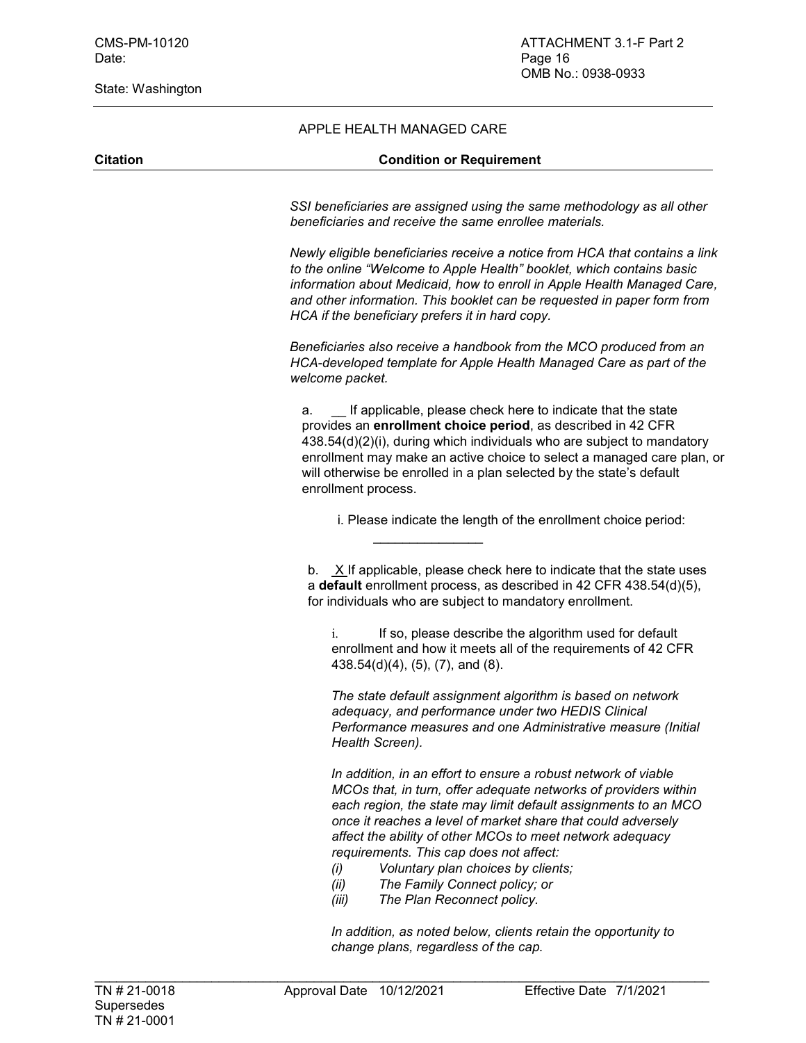APPLE HEALTH MANAGED CARE

| Citation | Condition or Requirement |
|---|---|

*SSI beneficiaries are assigned using the same methodology as all other beneficiaries and receive the same enrollee materials.*

*Newly eligible beneficiaries receive a notice from HCA that contains a link to the online "Welcome to Apple Health" booklet, which contains basic information about Medicaid, how to enroll in Apple Health Managed Care, and other information. This booklet can be requested in paper form from HCA if the beneficiary prefers it in hard copy.*

*Beneficiaries also receive a handbook from the MCO produced from an HCA-developed template for Apple Health Managed Care as part of the welcome packet.*

a. __ If applicable, please check here to indicate that the state provides an **enrollment choice period**, as described in 42 CFR 438.54(d)(2)(i), during which individuals who are subject to mandatory enrollment may make an active choice to select a managed care plan, or will otherwise be enrolled in a plan selected by the state's default enrollment process.

i. Please indicate the length of the enrollment choice period: _______________

b. X If applicable, please check here to indicate that the state uses a **default** enrollment process, as described in 42 CFR 438.54(d)(5), for individuals who are subject to mandatory enrollment.

i. If so, please describe the algorithm used for default enrollment and how it meets all of the requirements of 42 CFR 438.54(d)(4), (5), (7), and (8).

*The state default assignment algorithm is based on network adequacy, and performance under two HEDIS Clinical Performance measures and one Administrative measure (Initial Health Screen).*

*In addition, in an effort to ensure a robust network of viable MCOs that, in turn, offer adequate networks of providers within each region, the state may limit default assignments to an MCO once it reaches a level of market share that could adversely affect the ability of other MCOs to meet network adequacy requirements. This cap does not affect:*

*(i) Voluntary plan choices by clients;*
*(ii) The Family Connect policy; or*
*(iii) The Plan Reconnect policy.*

*In addition, as noted below, clients retain the opportunity to change plans, regardless of the cap.*

TN # 21-0018 Supersedes TN # 21-0001 | Approval Date 10/12/2021 | Effective Date 7/1/2021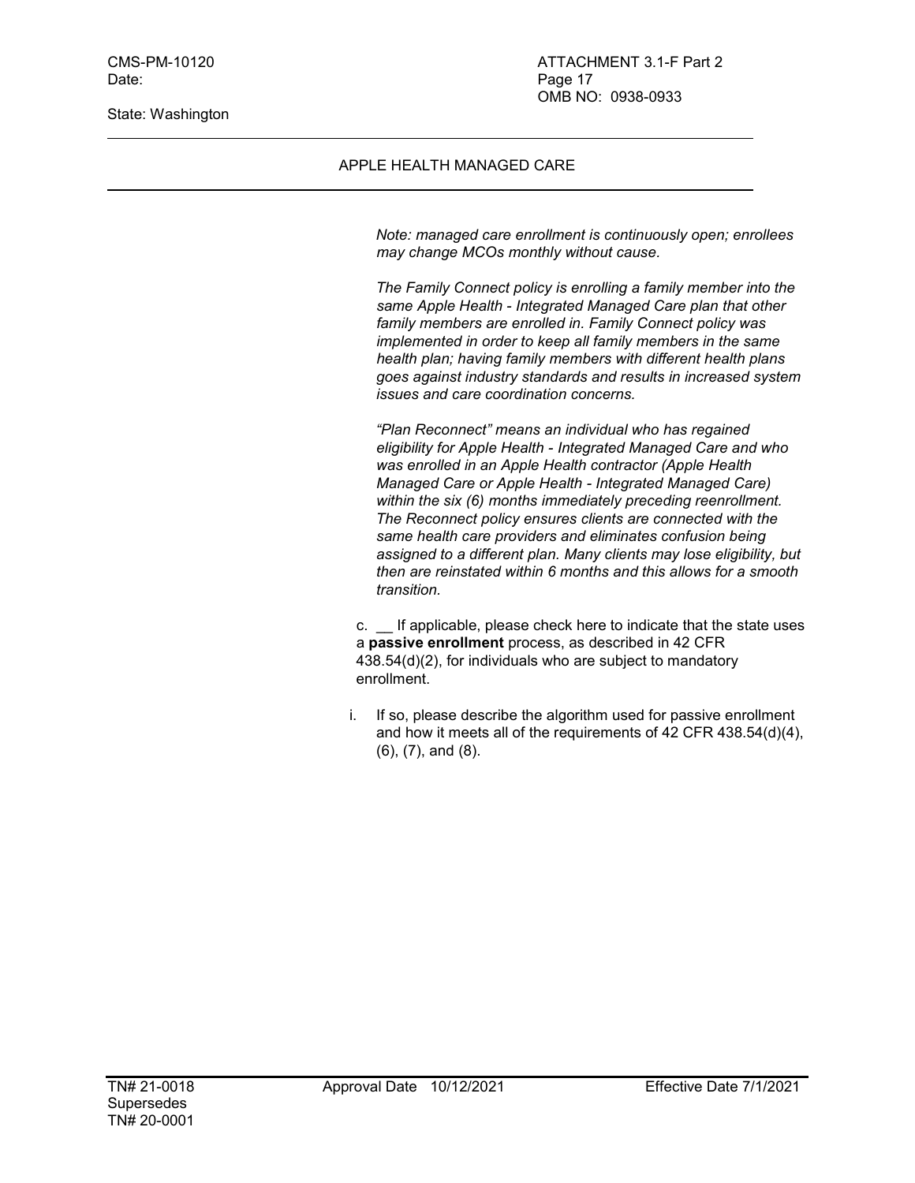*Note: managed care enrollment is continuously open; enrollees may change MCOs monthly without cause.*

*The Family Connect policy is enrolling a family member into the same Apple Health - Integrated Managed Care plan that other family members are enrolled in. Family Connect policy was implemented in order to keep all family members in the same health plan; having family members with different health plans goes against industry standards and results in increased system issues and care coordination concerns.*

*"Plan Reconnect" means an individual who has regained eligibility for Apple Health - Integrated Managed Care and who was enrolled in an Apple Health contractor (Apple Health Managed Care or Apple Health - Integrated Managed Care) within the six (6) months immediately preceding reenrollment. The Reconnect policy ensures clients are connected with the same health care providers and eliminates confusion being assigned to a different plan. Many clients may lose eligibility, but then are reinstated within 6 months and this allows for a smooth transition.*

c. __ If applicable, please check here to indicate that the state uses a **passive enrollment** process, as described in 42 CFR 438.54(d)(2), for individuals who are subject to mandatory enrollment.

i. If so, please describe the algorithm used for passive enrollment and how it meets all of the requirements of 42 CFR 438.54(d)(4), (6), (7), and (8).

TN# 21-0018 Supersedes TN# 20-0001 | Approval Date 10/12/2021 | Effective Date 7/1/2021